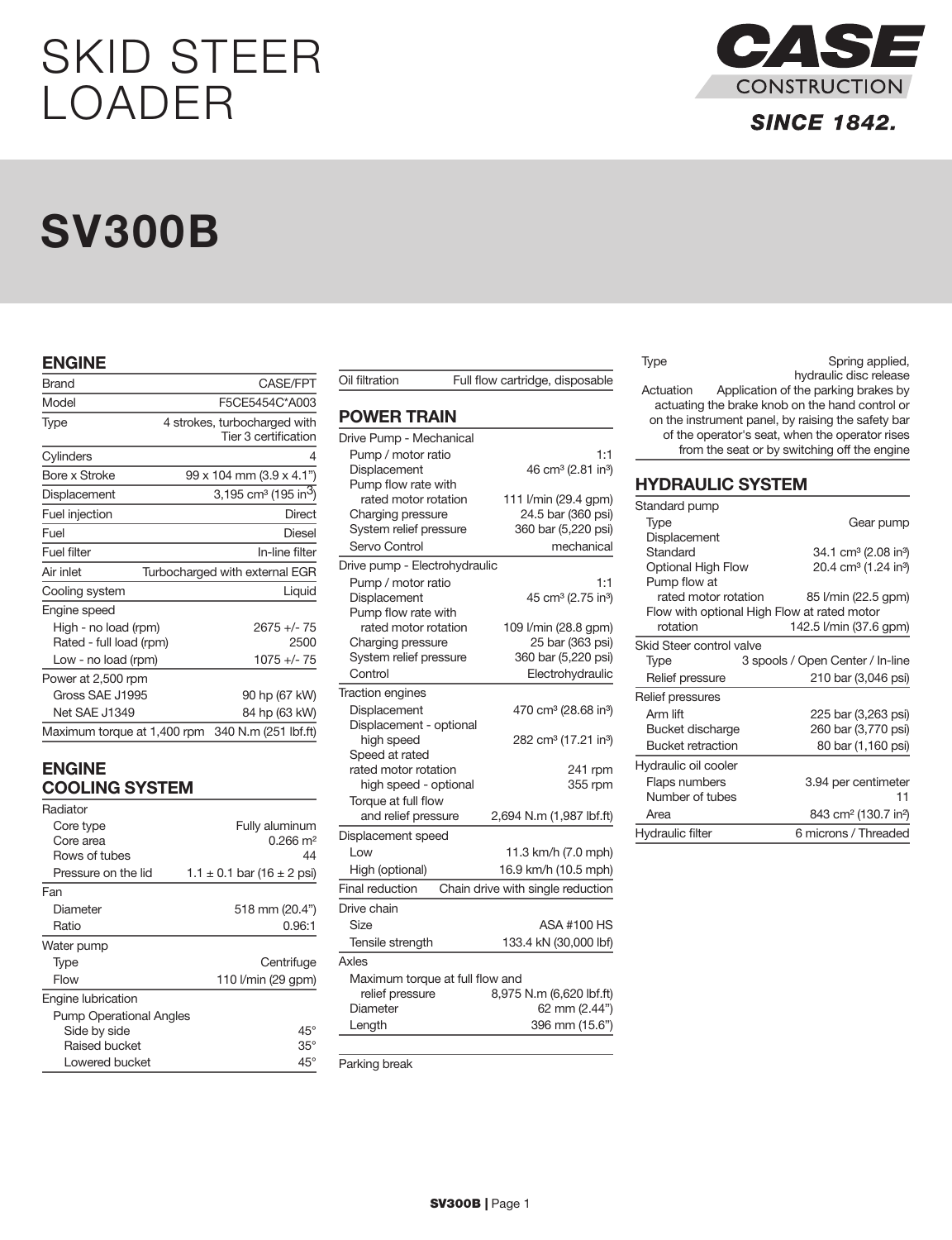# SKID STEER LOADER

CASE CONSTRUCTION

SINCE 1842.

# SV300B

## ENGINE

| | |
|---|---|
| Brand | CASE/FPT |
| Model | F5CE5454C*A003 |
| Type | 4 strokes, turbocharged with Tier 3 certification |
| Cylinders | 4 |
| Bore x Stroke | 99 x 104 mm (3.9 x 4.1") |
| Displacement | 3,195 cm³ (195 in³) |
| Fuel injection | Direct |
| Fuel | Diesel |
| Fuel filter | In-line filter |
| Air inlet | Turbocharged with external EGR |
| Cooling system | Liquid |
| Engine speed | |
| High - no load (rpm) | 2675 +/- 75 |
| Rated - full load (rpm) | 2500 |
| Low - no load (rpm) | 1075 +/- 75 |
| Power at 2,500 rpm | |
| Gross SAE J1995 | 90 hp (67 kW) |
| Net SAE J1349 | 84 hp (63 kW) |
| Maximum torque at 1,400 rpm | 340 N.m (251 lbf.ft) |

## ENGINE COOLING SYSTEM

| | |
|---|---|
| Radiator | |
| Core type | Fully aluminum |
| Core area | 0.266 m² |
| Rows of tubes | 44 |
| Pressure on the lid | 1.1 ± 0.1 bar (16 ± 2 psi) |
| Fan | |
| Diameter | 518 mm (20.4") |
| Ratio | 0.96:1 |
| Water pump | |
| Type | Centrifuge |
| Flow | 110 l/min (29 gpm) |
| Engine lubrication | |
| Pump Operational Angles | |
| Side by side | 45° |
| Raised bucket | 35° |
| Lowered bucket | 45° |
| Oil filtration | Full flow cartridge, disposable |

## POWER TRAIN

| | |
|---|---|
| Drive Pump - Mechanical | |
| Pump / motor ratio | 1:1 |
| Displacement | 46 cm³ (2.81 in³) |
| Pump flow rate with rated motor rotation | 111 l/min (29.4 gpm) |
| Charging pressure | 24.5 bar (360 psi) |
| System relief pressure | 360 bar (5,220 psi) |
| Servo Control | mechanical |
| Drive pump - Electrohydraulic | |
| Pump / motor ratio | 1:1 |
| Displacement | 45 cm³ (2.75 in³) |
| Pump flow rate with rated motor rotation | 109 l/min (28.8 gpm) |
| Charging pressure | 25 bar (363 psi) |
| System relief pressure | 360 bar (5,220 psi) |
| Control | Electrohydraulic |
| Traction engines | |
| Displacement | 470 cm³ (28.68 in³) |
| Displacement - optional high speed | 282 cm³ (17.21 in³) |
| Speed at rated rated motor rotation | 241 rpm |
| high speed - optional | 355 rpm |
| Torque at full flow and relief pressure | 2,694 N.m (1,987 lbf.ft) |
| Displacement speed | |
| Low | 11.3 km/h (7.0 mph) |
| High (optional) | 16.9 km/h (10.5 mph) |
| Final reduction | Chain drive with single reduction |
| Drive chain | |
| Size | ASA #100 HS |
| Tensile strength | 133.4 kN (30,000 lbf) |
| Axles | |
| Maximum torque at full flow and relief pressure | 8,975 N.m (6,620 lbf.ft) |
| Diameter | 62 mm (2.44") |
| Length | 396 mm (15.6") |
| Parking break | |
| Type | Spring applied, hydraulic disc release |
| Actuation | Application of the parking brakes by actuating the brake knob on the hand control or on the instrument panel, by raising the safety bar of the operator's seat, when the operator rises from the seat or by switching off the engine |

## HYDRAULIC SYSTEM

| | |
|---|---|
| Standard pump | |
| Type | Gear pump |
| Displacement | |
| Standard | 34.1 cm³ (2.08 in³) |
| Optional High Flow | 20.4 cm³ (1.24 in³) |
| Pump flow at rated motor rotation | 85 l/min (22.5 gpm) |
| Flow with optional High Flow at rated motor rotation | 142.5 l/min (37.6 gpm) |
| Skid Steer control valve | |
| Type | 3 spools / Open Center / In-line |
| Relief pressure | 210 bar (3,046 psi) |
| Relief pressures | |
| Arm lift | 225 bar (3,263 psi) |
| Bucket discharge | 260 bar (3,770 psi) |
| Bucket retraction | 80 bar (1,160 psi) |
| Hydraulic oil cooler | |
| Flaps numbers | 3.94 per centimeter |
| Number of tubes | 11 |
| Area | 843 cm² (130.7 in²) |
| Hydraulic filter | 6 microns / Threaded |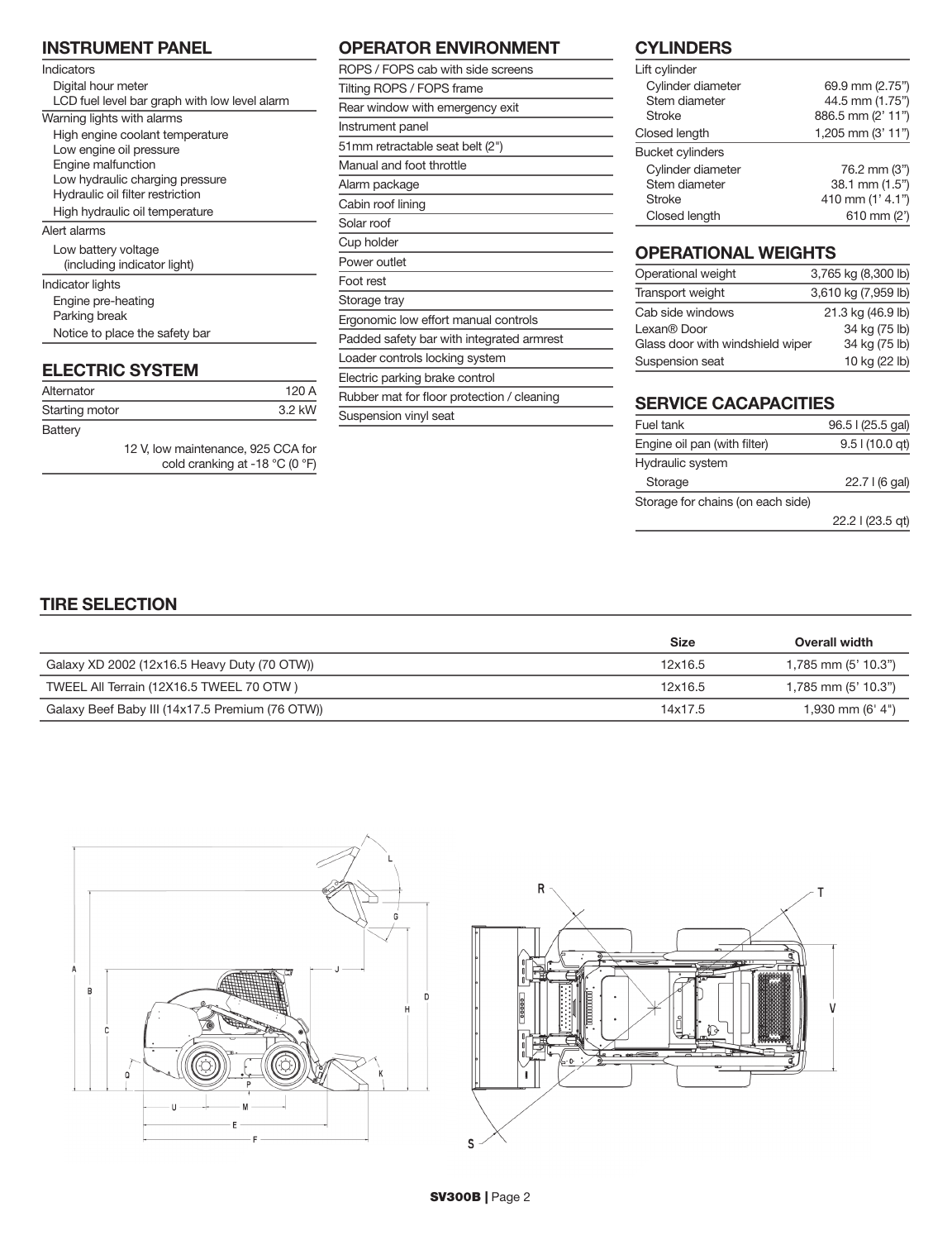## INSTRUMENT PANEL

Indicators
- Digital hour meter
- LCD fuel level bar graph with low level alarm

Warning lights with alarms
- High engine coolant temperature
- Low engine oil pressure
- Engine malfunction
- Low hydraulic charging pressure
- Hydraulic oil filter restriction
- High hydraulic oil temperature

Alert alarms
- Low battery voltage (including indicator light)

Indicator lights
- Engine pre-heating
- Parking break
- Notice to place the safety bar

## ELECTRIC SYSTEM

| | |
|---|---|
| Alternator | 120 A |
| Starting motor | 3.2 kW |
| Battery | 12 V, low maintenance, 925 CCA for cold cranking at -18 °C (0 °F) |

## OPERATOR ENVIRONMENT

- ROPS / FOPS cab with side screens
- Tilting ROPS / FOPS frame
- Rear window with emergency exit
- Instrument panel
- 51mm retractable seat belt (2")
- Manual and foot throttle
- Alarm package
- Cabin roof lining
- Solar roof
- Cup holder
- Power outlet
- Foot rest
- Storage tray
- Ergonomic low effort manual controls
- Padded safety bar with integrated armrest
- Loader controls locking system
- Electric parking brake control
- Rubber mat for floor protection / cleaning
- Suspension vinyl seat

## CYLINDERS

| | |
|---|---|
| **Lift cylinder** | |
| Cylinder diameter | 69.9 mm (2.75") |
| Stem diameter | 44.5 mm (1.75") |
| Stroke | 886.5 mm (2' 11") |
| Closed length | 1,205 mm (3' 11") |
| **Bucket cylinders** | |
| Cylinder diameter | 76.2 mm (3") |
| Stem diameter | 38.1 mm (1.5") |
| Stroke | 410 mm (1' 4.1") |
| Closed length | 610 mm (2') |

## OPERATIONAL WEIGHTS

| | |
|---|---|
| Operational weight | 3,765 kg (8,300 lb) |
| Transport weight | 3,610 kg (7,959 lb) |
| Cab side windows | 21.3 kg (46.9 lb) |
| Lexan® Door | 34 kg (75 lb) |
| Glass door with windshield wiper | 34 kg (75 lb) |
| Suspension seat | 10 kg (22 lb) |

## SERVICE CACAPACITIES

| | |
|---|---|
| Fuel tank | 96.5 l (25.5 gal) |
| Engine oil pan (with filter) | 9.5 l (10.0 qt) |
| Hydraulic system | |
| Storage | 22.7 l (6 gal) |
| Storage for chains (on each side) | 22.2 l (23.5 qt) |

## TIRE SELECTION

| | Size | Overall width |
|---|---|---|
| Galaxy XD 2002 (12x16.5 Heavy Duty (70 OTW)) | 12x16.5 | 1,785 mm (5' 10.3") |
| TWEEL All Terrain (12X16.5 TWEEL 70 OTW ) | 12x16.5 | 1,785 mm (5' 10.3") |
| Galaxy Beef Baby III (14x17.5 Premium (76 OTW)) | 14x17.5 | 1,930 mm (6' 4") |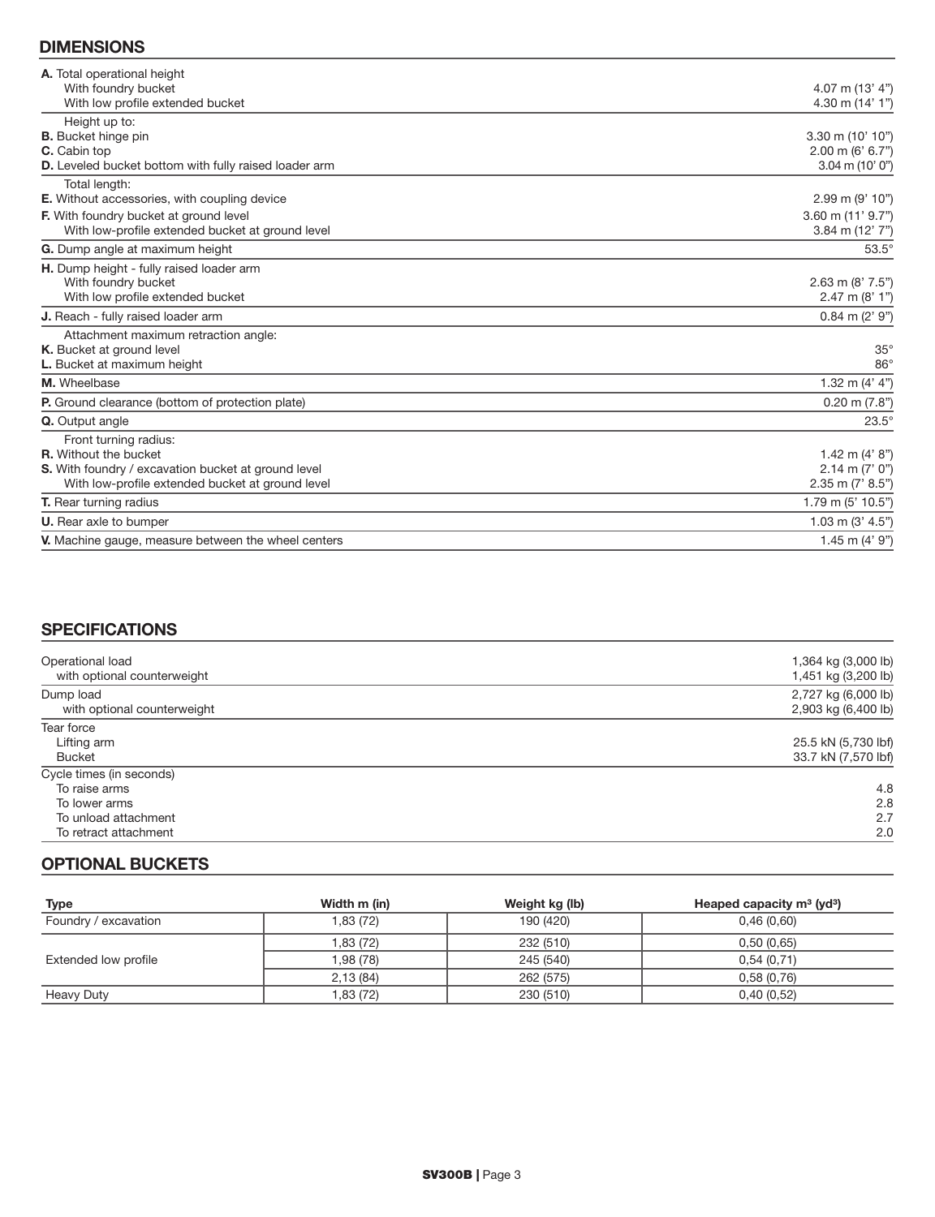## DIMENSIONS

| | |
|---|---|
| **A.** Total operational height | |
| With foundry bucket | 4.07 m (13' 4") |
| With low profile extended bucket | 4.30 m (14' 1") |
| Height up to: | |
| **B.** Bucket hinge pin | 3.30 m (10' 10") |
| **C.** Cabin top | 2.00 m (6' 6.7") |
| **D.** Leveled bucket bottom with fully raised loader arm | 3.04 m (10' 0") |
| Total length: | |
| **E.** Without accessories, with coupling device | 2.99 m (9' 10") |
| **F.** With foundry bucket at ground level | 3.60 m (11' 9.7") |
| With low-profile extended bucket at ground level | 3.84 m (12' 7") |
| **G.** Dump angle at maximum height | 53.5° |
| **H.** Dump height - fully raised loader arm | |
| With foundry bucket | 2.63 m (8' 7.5") |
| With low profile extended bucket | 2.47 m (8' 1") |
| **J.** Reach - fully raised loader arm | 0.84 m (2' 9") |
| Attachment maximum retraction angle: | |
| **K.** Bucket at ground level | 35° |
| **L.** Bucket at maximum height | 86° |
| **M.** Wheelbase | 1.32 m (4' 4") |
| **P.** Ground clearance (bottom of protection plate) | 0.20 m (7.8") |
| **Q.** Output angle | 23.5° |
| Front turning radius: | |
| **R.** Without the bucket | 1.42 m (4' 8") |
| **S.** With foundry / excavation bucket at ground level | 2.14 m (7' 0") |
| With low-profile extended bucket at ground level | 2.35 m (7' 8.5") |
| **T.** Rear turning radius | 1.79 m (5' 10.5") |
| **U.** Rear axle to bumper | 1.03 m (3' 4.5") |
| **V.** Machine gauge, measure between the wheel centers | 1.45 m (4' 9") |

## SPECIFICATIONS

| | |
|---|---|
| Operational load | 1,364 kg (3,000 lb) |
| with optional counterweight | 1,451 kg (3,200 lb) |
| Dump load | 2,727 kg (6,000 lb) |
| with optional counterweight | 2,903 kg (6,400 lb) |
| Tear force | |
| Lifting arm | 25.5 kN (5,730 lbf) |
| Bucket | 33.7 kN (7,570 lbf) |
| Cycle times (in seconds) | |
| To raise arms | 4.8 |
| To lower arms | 2.8 |
| To unload attachment | 2.7 |
| To retract attachment | 2.0 |

## OPTIONAL BUCKETS

| Type | Width m (in) | Weight kg (lb) | Heaped capacity $m^3$ ($yd^3$) |
|---|---|---|---|
| Foundry / excavation | 1,83 (72) | 190 (420) | 0,46 (0,60) |
| Extended low profile | 1,83 (72) | 232 (510) | 0,50 (0,65) |
| | 1,98 (78) | 245 (540) | 0,54 (0,71) |
| | 2,13 (84) | 262 (575) | 0,58 (0,76) |
| Heavy Duty | 1,83 (72) | 230 (510) | 0,40 (0,52) |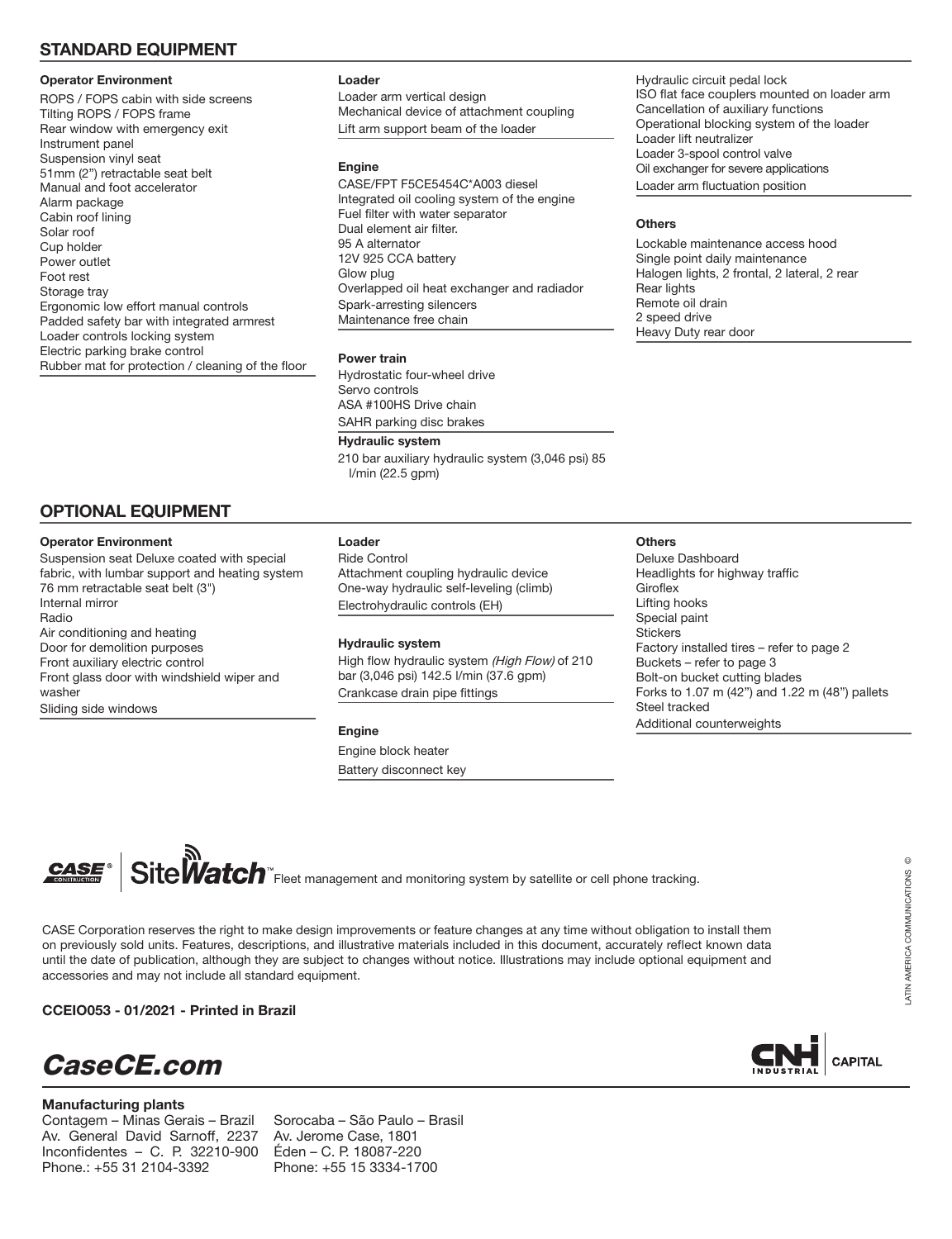## STANDARD EQUIPMENT

**Operator Environment**

ROPS / FOPS cabin with side screens
Tilting ROPS / FOPS frame
Rear window with emergency exit
Instrument panel
Suspension vinyl seat
51mm (2”) retractable seat belt
Manual and foot accelerator
Alarm package
Cabin roof lining
Solar roof
Cup holder
Power outlet
Foot rest
Storage tray
Ergonomic low effort manual controls
Padded safety bar with integrated armrest
Loader controls locking system
Electric parking brake control
Rubber mat for protection / cleaning of the floor

**Loader**

Loader arm vertical design
Mechanical device of attachment coupling
Lift arm support beam of the loader

**Engine**

CASE/FPT F5CE5454C*A003 diesel
Integrated oil cooling system of the engine
Fuel filter with water separator
Dual element air filter.
95 A alternator
12V 925 CCA battery
Glow plug
Overlapped oil heat exchanger and radiador
Spark-arresting silencers
Maintenance free chain

**Power train**

Hydrostatic four-wheel drive
Servo controls
ASA #100HS Drive chain
SAHR parking disc brakes

**Hydraulic system**

210 bar auxiliary hydraulic system (3,046 psi) 85 l/min (22.5 gpm)

Hydraulic circuit pedal lock
ISO flat face couplers mounted on loader arm
Cancellation of auxiliary functions
Operational blocking system of the loader
Loader lift neutralizer
Loader 3-spool control valve
Oil exchanger for severe applications
Loader arm fluctuation position

**Others**

Lockable maintenance access hood
Single point daily maintenance
Halogen lights, 2 frontal, 2 lateral, 2 rear
Rear lights
Remote oil drain
2 speed drive
Heavy Duty rear door

## OPTIONAL EQUIPMENT

**Operator Environment**

Suspension seat Deluxe coated with special fabric, with lumbar support and heating system
76 mm retractable seat belt (3")
Internal mirror
Radio
Air conditioning and heating
Door for demolition purposes
Front auxiliary electric control
Front glass door with windshield wiper and washer
Sliding side windows

**Loader**

Ride Control
Attachment coupling hydraulic device
One-way hydraulic self-leveling (climb)
Electrohydraulic controls (EH)

**Hydraulic system**

High flow hydraulic system *(High Flow)* of 210 bar (3,046 psi) 142.5 l/min (37.6 gpm)
Crankcase drain pipe fittings

**Engine**

Engine block heater
Battery disconnect key

**Others**

Deluxe Dashboard
Headlights for highway traffic
Giroflex
Lifting hooks
Special paint
Stickers
Factory installed tires – refer to page 2
Buckets – refer to page 3
Bolt-on bucket cutting blades
Forks to 1.07 m (42”) and 1.22 m (48”) pallets
Steel tracked
Additional counterweights

CASE CONSTRUCTION | SiteWatch™ Fleet management and monitoring system by satellite or cell phone tracking.

CASE Corporation reserves the right to make design improvements or feature changes at any time without obligation to install them on previously sold units. Features, descriptions, and illustrative materials included in this document, accurately reflect known data until the date of publication, although they are subject to changes without notice. Illustrations may include optional equipment and accessories and may not include all standard equipment.

**CCEIO053 - 01/2021 - Printed in Brazil**

*CaseCE.com*

CNH INDUSTRIAL | CAPITAL

LATIN AMERICA COMMUNICATIONS ©

**Manufacturing plants**

Contagem – Minas Gerais – Brazil
Av. General David Sarnoff, 2237
Inconfidentes – C. P. 32210-900
Phone.: +55 31 2104-3392

Sorocaba – São Paulo – Brasil
Av. Jerome Case, 1801
Éden – C. P. 18087-220
Phone: +55 15 3334-1700